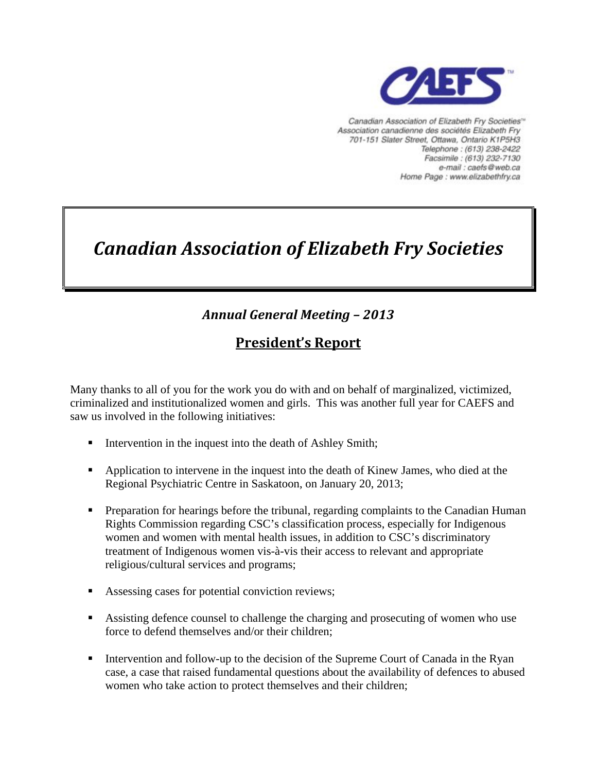Canadian Association of Elizabeth Fry Societies™
Association canadienne des sociétés Elizabeth Fry
701-151 Slater Street, Ottawa, Ontario K1P5H3
Telephone : (613) 238-2422
Facsimile : (613) 232-7130
e-mail : caefs@web.ca
Home Page : www.elizabethfry.ca

# *Canadian Association of Elizabeth Fry Societies*

## *Annual General Meeting – 2013*

## President's Report

Many thanks to all of you for the work you do with and on behalf of marginalized, victimized, criminalized and institutionalized women and girls. This was another full year for CAEFS and saw us involved in the following initiatives:

- Intervention in the inquest into the death of Ashley Smith;
- Application to intervene in the inquest into the death of Kinew James, who died at the Regional Psychiatric Centre in Saskatoon, on January 20, 2013;
- Preparation for hearings before the tribunal, regarding complaints to the Canadian Human Rights Commission regarding CSC's classification process, especially for Indigenous women and women with mental health issues, in addition to CSC's discriminatory treatment of Indigenous women vis-à-vis their access to relevant and appropriate religious/cultural services and programs;
- Assessing cases for potential conviction reviews;
- Assisting defence counsel to challenge the charging and prosecuting of women who use force to defend themselves and/or their children;
- Intervention and follow-up to the decision of the Supreme Court of Canada in the Ryan case, a case that raised fundamental questions about the availability of defences to abused women who take action to protect themselves and their children;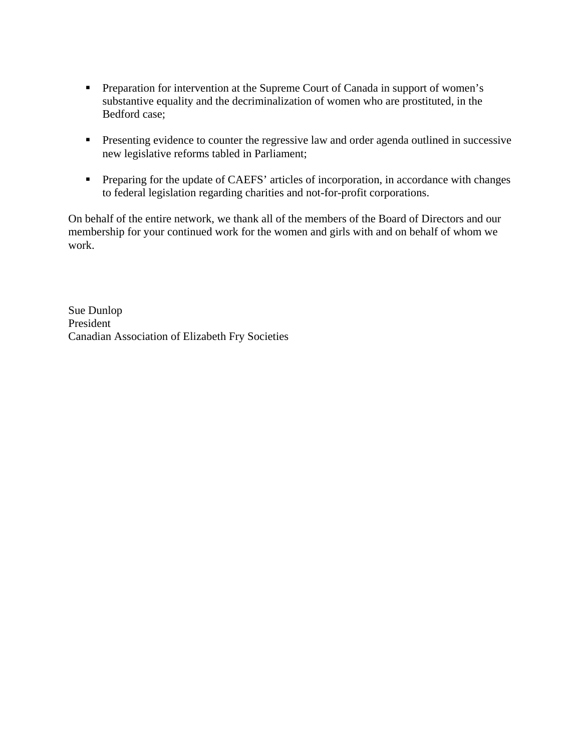- Preparation for intervention at the Supreme Court of Canada in support of women's substantive equality and the decriminalization of women who are prostituted, in the Bedford case;

- Presenting evidence to counter the regressive law and order agenda outlined in successive new legislative reforms tabled in Parliament;

- Preparing for the update of CAEFS' articles of incorporation, in accordance with changes to federal legislation regarding charities and not-for-profit corporations.

On behalf of the entire network, we thank all of the members of the Board of Directors and our membership for your continued work for the women and girls with and on behalf of whom we work.

Sue Dunlop
President
Canadian Association of Elizabeth Fry Societies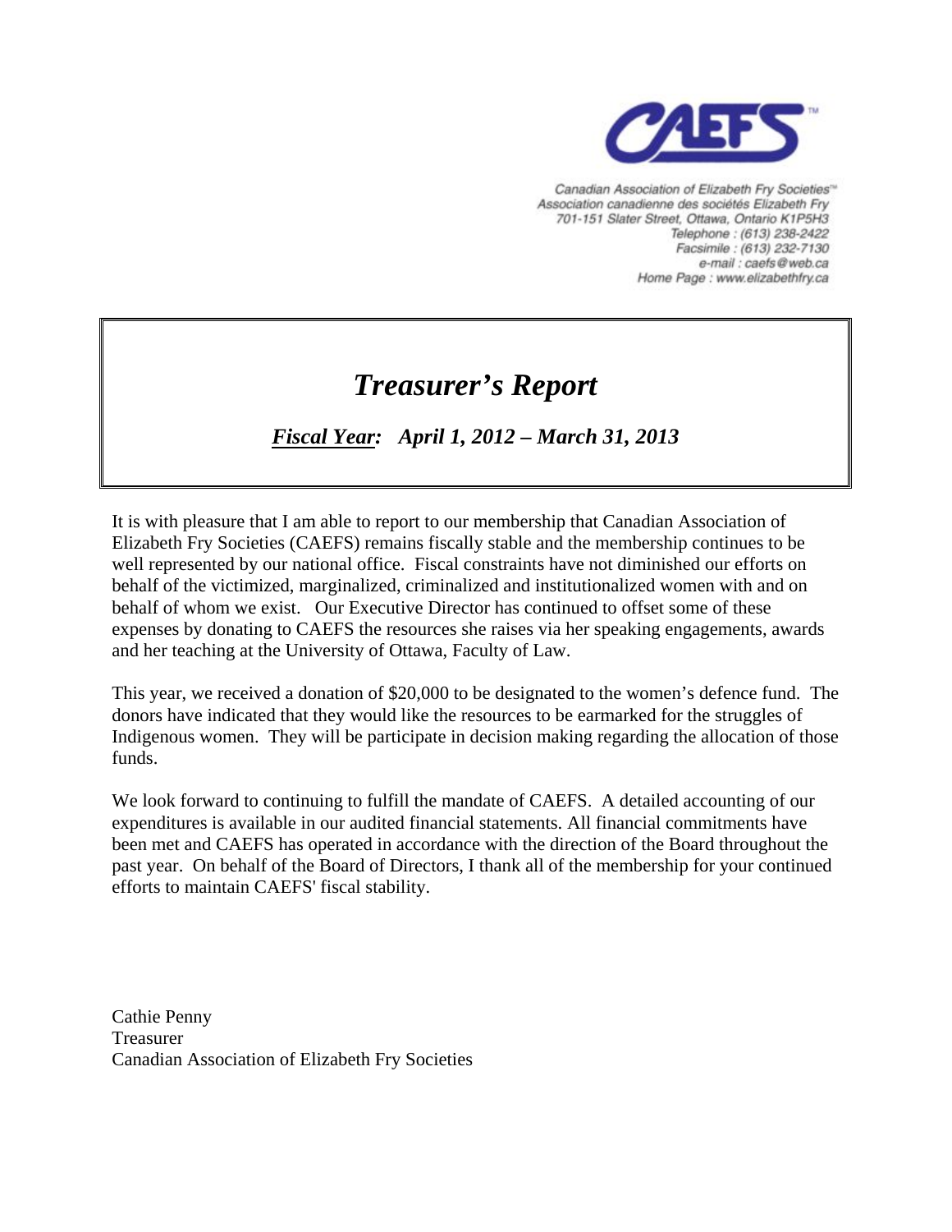CAEFS™

Canadian Association of Elizabeth Fry Societies™
Association canadienne des sociétés Elizabeth Fry
701-151 Slater Street, Ottawa, Ontario K1P5H3
Telephone : (613) 238-2422
Facsimile : (613) 232-7130
e-mail : caefs@web.ca
Home Page : www.elizabethfry.ca

# *Treasurer's Report*

***Fiscal Year:*** ***April 1, 2012 – March 31, 2013***

It is with pleasure that I am able to report to our membership that Canadian Association of Elizabeth Fry Societies (CAEFS) remains fiscally stable and the membership continues to be well represented by our national office. Fiscal constraints have not diminished our efforts on behalf of the victimized, marginalized, criminalized and institutionalized women with and on behalf of whom we exist. Our Executive Director has continued to offset some of these expenses by donating to CAEFS the resources she raises via her speaking engagements, awards and her teaching at the University of Ottawa, Faculty of Law.

This year, we received a donation of $20,000 to be designated to the women's defence fund. The donors have indicated that they would like the resources to be earmarked for the struggles of Indigenous women. They will be participate in decision making regarding the allocation of those funds.

We look forward to continuing to fulfill the mandate of CAEFS. A detailed accounting of our expenditures is available in our audited financial statements. All financial commitments have been met and CAEFS has operated in accordance with the direction of the Board throughout the past year. On behalf of the Board of Directors, I thank all of the membership for your continued efforts to maintain CAEFS' fiscal stability.

Cathie Penny
Treasurer
Canadian Association of Elizabeth Fry Societies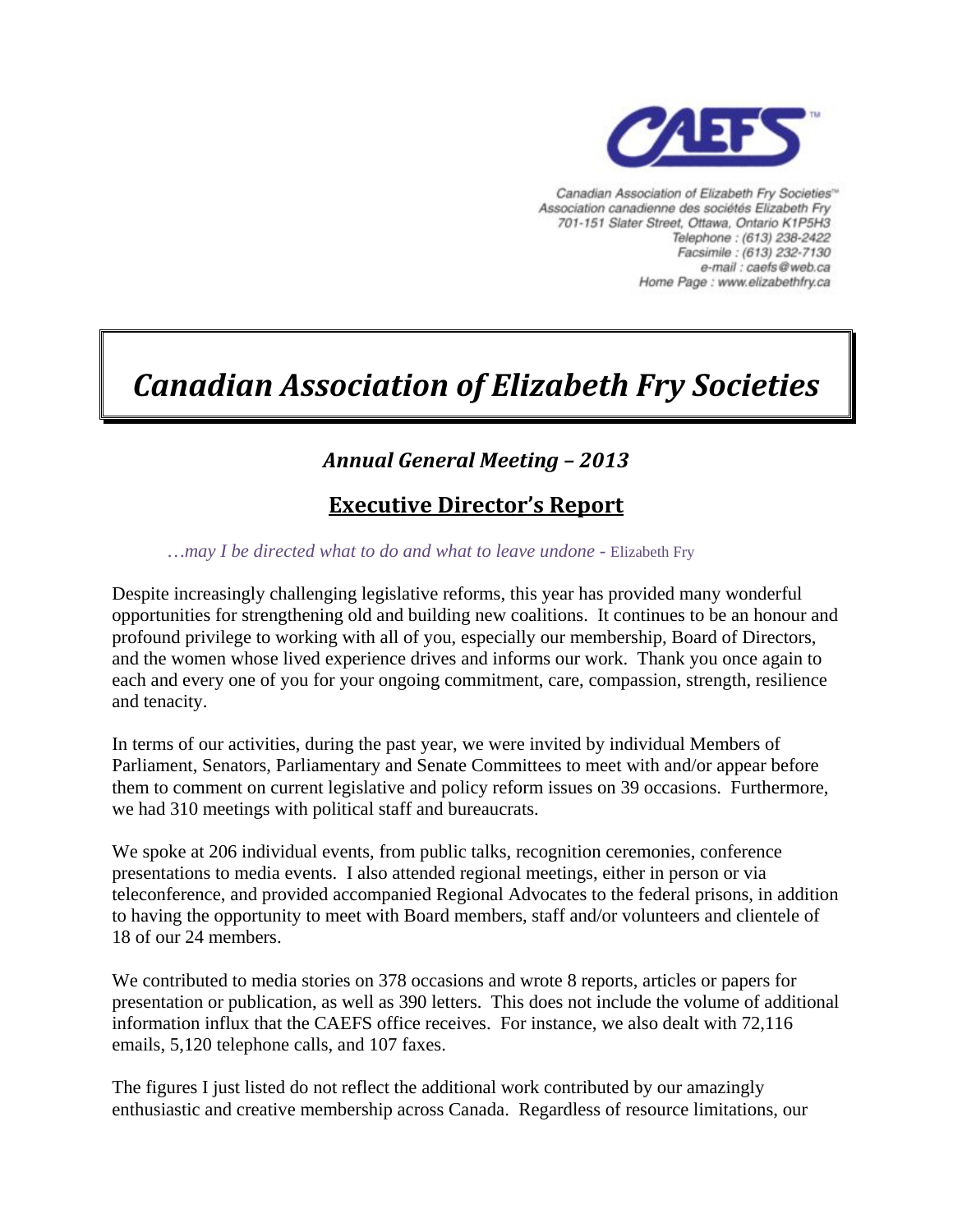Canadian Association of Elizabeth Fry Societies™
Association canadienne des sociétés Elizabeth Fry
701-151 Slater Street, Ottawa, Ontario K1P5H3
Telephone : (613) 238-2422
Facsimile : (613) 232-7130
e-mail : caefs@web.ca
Home Page : www.elizabethfry.ca

# *Canadian Association of Elizabeth Fry Societies*

## *Annual General Meeting – 2013*

## Executive Director's Report

*…may I be directed what to do and what to leave undone* - Elizabeth Fry

Despite increasingly challenging legislative reforms, this year has provided many wonderful opportunities for strengthening old and building new coalitions. It continues to be an honour and profound privilege to working with all of you, especially our membership, Board of Directors, and the women whose lived experience drives and informs our work. Thank you once again to each and every one of you for your ongoing commitment, care, compassion, strength, resilience and tenacity.

In terms of our activities, during the past year, we were invited by individual Members of Parliament, Senators, Parliamentary and Senate Committees to meet with and/or appear before them to comment on current legislative and policy reform issues on 39 occasions. Furthermore, we had 310 meetings with political staff and bureaucrats.

We spoke at 206 individual events, from public talks, recognition ceremonies, conference presentations to media events. I also attended regional meetings, either in person or via teleconference, and provided accompanied Regional Advocates to the federal prisons, in addition to having the opportunity to meet with Board members, staff and/or volunteers and clientele of 18 of our 24 members.

We contributed to media stories on 378 occasions and wrote 8 reports, articles or papers for presentation or publication, as well as 390 letters. This does not include the volume of additional information influx that the CAEFS office receives. For instance, we also dealt with 72,116 emails, 5,120 telephone calls, and 107 faxes.

The figures I just listed do not reflect the additional work contributed by our amazingly enthusiastic and creative membership across Canada. Regardless of resource limitations, our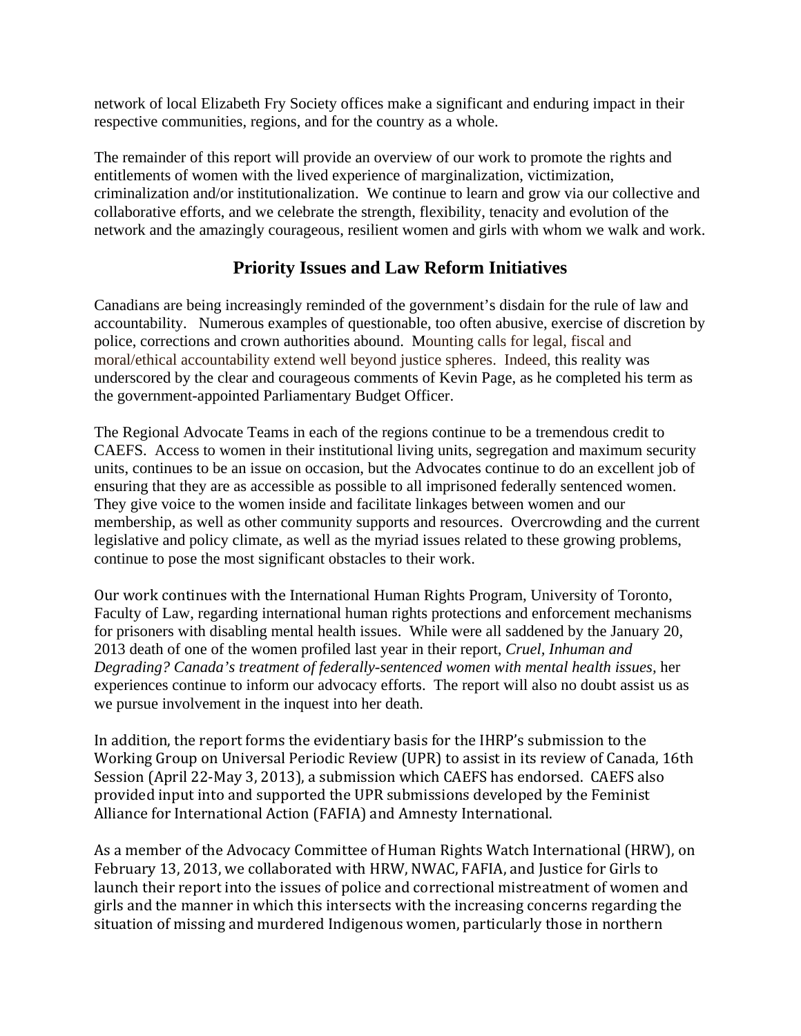network of local Elizabeth Fry Society offices make a significant and enduring impact in their respective communities, regions, and for the country as a whole.

The remainder of this report will provide an overview of our work to promote the rights and entitlements of women with the lived experience of marginalization, victimization, criminalization and/or institutionalization. We continue to learn and grow via our collective and collaborative efforts, and we celebrate the strength, flexibility, tenacity and evolution of the network and the amazingly courageous, resilient women and girls with whom we walk and work.

## Priority Issues and Law Reform Initiatives

Canadians are being increasingly reminded of the government's disdain for the rule of law and accountability. Numerous examples of questionable, too often abusive, exercise of discretion by police, corrections and crown authorities abound. Mounting calls for legal, fiscal and moral/ethical accountability extend well beyond justice spheres. Indeed, this reality was underscored by the clear and courageous comments of Kevin Page, as he completed his term as the government-appointed Parliamentary Budget Officer.

The Regional Advocate Teams in each of the regions continue to be a tremendous credit to CAEFS. Access to women in their institutional living units, segregation and maximum security units, continues to be an issue on occasion, but the Advocates continue to do an excellent job of ensuring that they are as accessible as possible to all imprisoned federally sentenced women. They give voice to the women inside and facilitate linkages between women and our membership, as well as other community supports and resources. Overcrowding and the current legislative and policy climate, as well as the myriad issues related to these growing problems, continue to pose the most significant obstacles to their work.

Our work continues with the International Human Rights Program, University of Toronto, Faculty of Law, regarding international human rights protections and enforcement mechanisms for prisoners with disabling mental health issues. While were all saddened by the January 20, 2013 death of one of the women profiled last year in their report, *Cruel, Inhuman and Degrading? Canada's treatment of federally-sentenced women with mental health issues*, her experiences continue to inform our advocacy efforts. The report will also no doubt assist us as we pursue involvement in the inquest into her death.

In addition, the report forms the evidentiary basis for the IHRP's submission to the Working Group on Universal Periodic Review (UPR) to assist in its review of Canada, 16th Session (April 22-May 3, 2013), a submission which CAEFS has endorsed. CAEFS also provided input into and supported the UPR submissions developed by the Feminist Alliance for International Action (FAFIA) and Amnesty International.

As a member of the Advocacy Committee of Human Rights Watch International (HRW), on February 13, 2013, we collaborated with HRW, NWAC, FAFIA, and Justice for Girls to launch their report into the issues of police and correctional mistreatment of women and girls and the manner in which this intersects with the increasing concerns regarding the situation of missing and murdered Indigenous women, particularly those in northern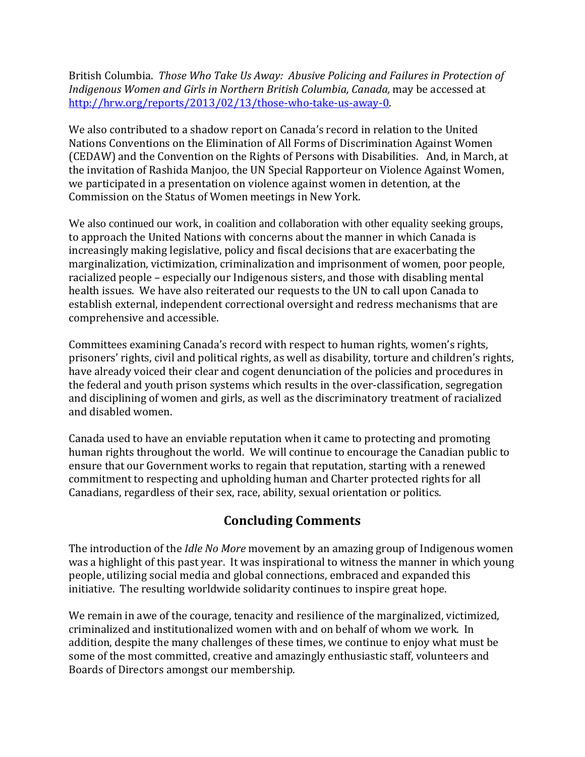British Columbia. *Those Who Take Us Away: Abusive Policing and Failures in Protection of Indigenous Women and Girls in Northern British Columbia, Canada,* may be accessed at [http://hrw.org/reports/2013/02/13/those-who-take-us-away-0](http://hrw.org/reports/2013/02/13/those-who-take-us-away-0).

We also contributed to a shadow report on Canada's record in relation to the United Nations Conventions on the Elimination of All Forms of Discrimination Against Women (CEDAW) and the Convention on the Rights of Persons with Disabilities. And, in March, at the invitation of Rashida Manjoo, the UN Special Rapporteur on Violence Against Women, we participated in a presentation on violence against women in detention, at the Commission on the Status of Women meetings in New York.

We also continued our work, in coalition and collaboration with other equality seeking groups, to approach the United Nations with concerns about the manner in which Canada is increasingly making legislative, policy and fiscal decisions that are exacerbating the marginalization, victimization, criminalization and imprisonment of women, poor people, racialized people – especially our Indigenous sisters, and those with disabling mental health issues. We have also reiterated our requests to the UN to call upon Canada to establish external, independent correctional oversight and redress mechanisms that are comprehensive and accessible.

Committees examining Canada's record with respect to human rights, women's rights, prisoners' rights, civil and political rights, as well as disability, torture and children's rights, have already voiced their clear and cogent denunciation of the policies and procedures in the federal and youth prison systems which results in the over-classification, segregation and disciplining of women and girls, as well as the discriminatory treatment of racialized and disabled women.

Canada used to have an enviable reputation when it came to protecting and promoting human rights throughout the world. We will continue to encourage the Canadian public to ensure that our Government works to regain that reputation, starting with a renewed commitment to respecting and upholding human and Charter protected rights for all Canadians, regardless of their sex, race, ability, sexual orientation or politics.

## Concluding Comments

The introduction of the *Idle No More* movement by an amazing group of Indigenous women was a highlight of this past year. It was inspirational to witness the manner in which young people, utilizing social media and global connections, embraced and expanded this initiative. The resulting worldwide solidarity continues to inspire great hope.

We remain in awe of the courage, tenacity and resilience of the marginalized, victimized, criminalized and institutionalized women with and on behalf of whom we work. In addition, despite the many challenges of these times, we continue to enjoy what must be some of the most committed, creative and amazingly enthusiastic staff, volunteers and Boards of Directors amongst our membership.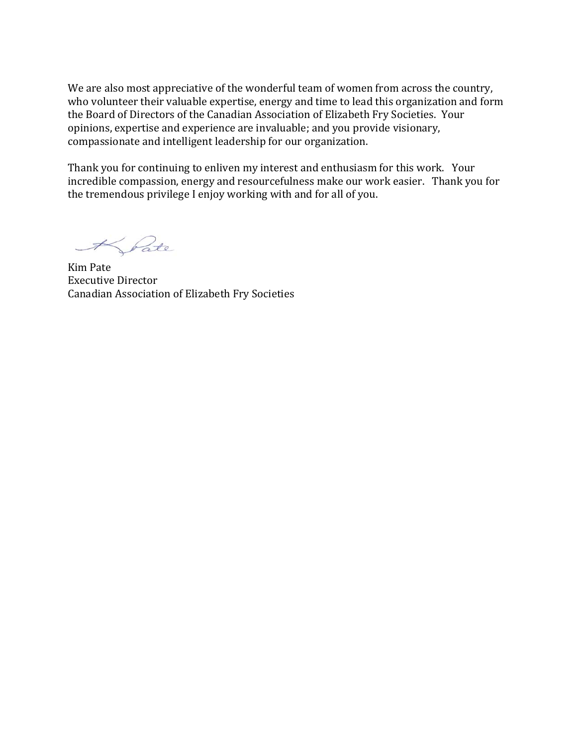We are also most appreciative of the wonderful team of women from across the country, who volunteer their valuable expertise, energy and time to lead this organization and form the Board of Directors of the Canadian Association of Elizabeth Fry Societies. Your opinions, expertise and experience are invaluable; and you provide visionary, compassionate and intelligent leadership for our organization.

Thank you for continuing to enliven my interest and enthusiasm for this work. Your incredible compassion, energy and resourcefulness make our work easier. Thank you for the tremendous privilege I enjoy working with and for all of you.

K Pate

Kim Pate
Executive Director
Canadian Association of Elizabeth Fry Societies